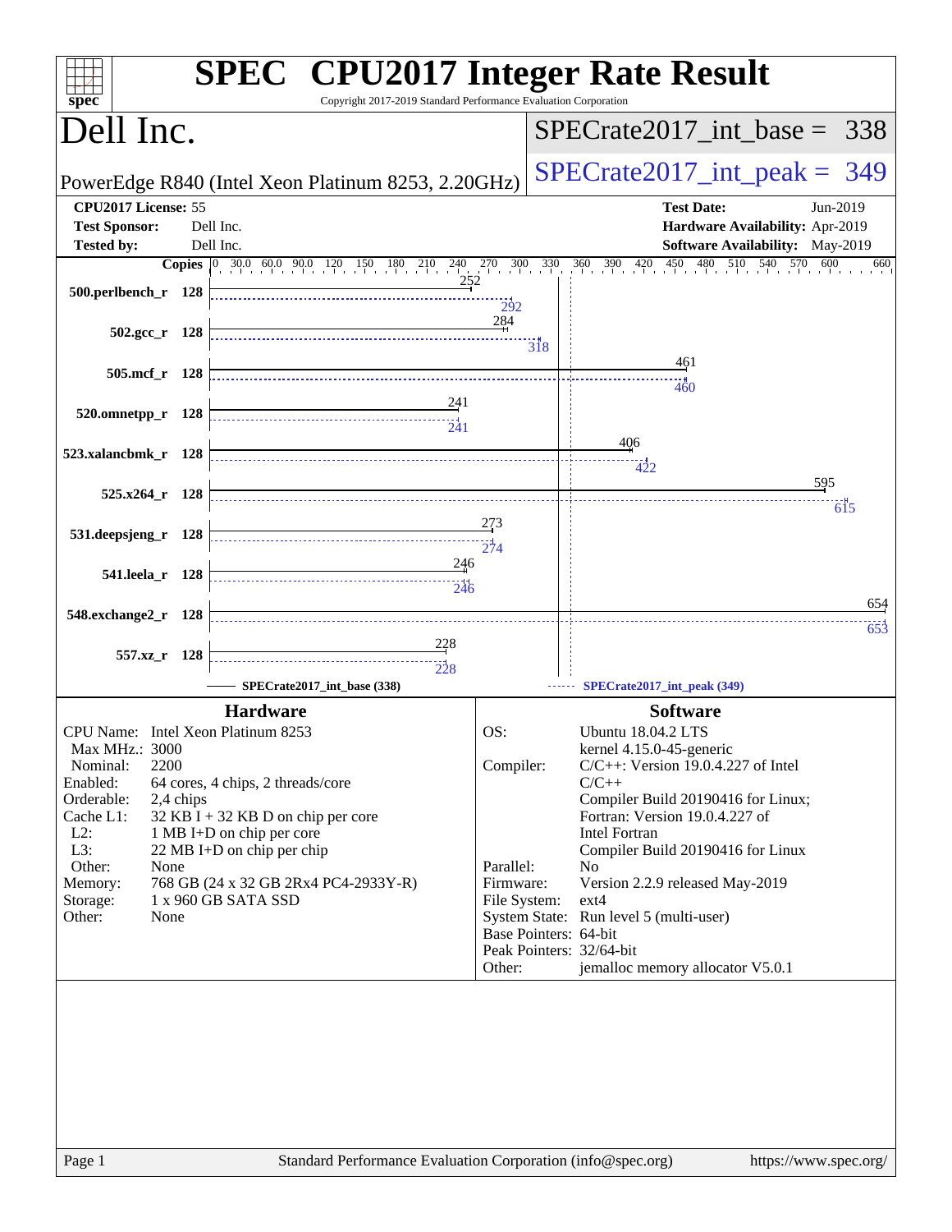# SPEC CPU2017 Integer Rate Result

Copyright 2017-2019 Standard Performance Evaluation Corporation

## Dell Inc.

PowerEdge R840 (Intel Xeon Platinum 8253, 2.20GHz)

SPECrate2017_int_base = 338

SPECrate2017_int_peak = 349

| | | | |
|---|---|---|---|
| **CPU2017 License:** | 55 | **Test Date:** | Jun-2019 |
| **Test Sponsor:** | Dell Inc. | **Hardware Availability:** | Apr-2019 |
| **Tested by:** | Dell Inc. | **Software Availability:** | May-2019 |

| Benchmark | Copies | SPECrate2017_int_base (338) | SPECrate2017_int_peak (349) |
|---|---|---|---|
| 500.perlbench_r | 128 | 252 | 292 |
| 502.gcc_r | 128 | 284 | 318 |
| 505.mcf_r | 128 | 461 | 460 |
| 520.omnetpp_r | 128 | 241 | 241 |
| 523.xalancbmk_r | 128 | 406 | 422 |
| 525.x264_r | 128 | 595 | 615 |
| 531.deepsjeng_r | 128 | 273 | 274 |
| 541.leela_r | 128 | 246 | 246 |
| 548.exchange2_r | 128 | 654 | 653 |
| 557.xz_r | 128 | 228 | 228 |

### Hardware

| | |
|---|---|
| CPU Name: | Intel Xeon Platinum 8253 |
| Max MHz.: | 3000 |
| Nominal: | 2200 |
| Enabled: | 64 cores, 4 chips, 2 threads/core |
| Orderable: | 2,4 chips |
| Cache L1: | 32 KB I + 32 KB D on chip per core |
| L2: | 1 MB I+D on chip per core |
| L3: | 22 MB I+D on chip per chip |
| Other: | None |
| Memory: | 768 GB (24 x 32 GB 2Rx4 PC4-2933Y-R) |
| Storage: | 1 x 960 GB SATA SSD |
| Other: | None |

### Software

| | |
|---|---|
| OS: | Ubuntu 18.04.2 LTS<br>kernel 4.15.0-45-generic |
| Compiler: | C/C++: Version 19.0.4.227 of Intel C/C++<br>Compiler Build 20190416 for Linux;<br>Fortran: Version 19.0.4.227 of Intel Fortran<br>Compiler Build 20190416 for Linux |
| Parallel: | No |
| Firmware: | Version 2.2.9 released May-2019 |
| File System: | ext4 |
| System State: | Run level 5 (multi-user) |
| Base Pointers: | 64-bit |
| Peak Pointers: | 32/64-bit |
| Other: | jemalloc memory allocator V5.0.1 |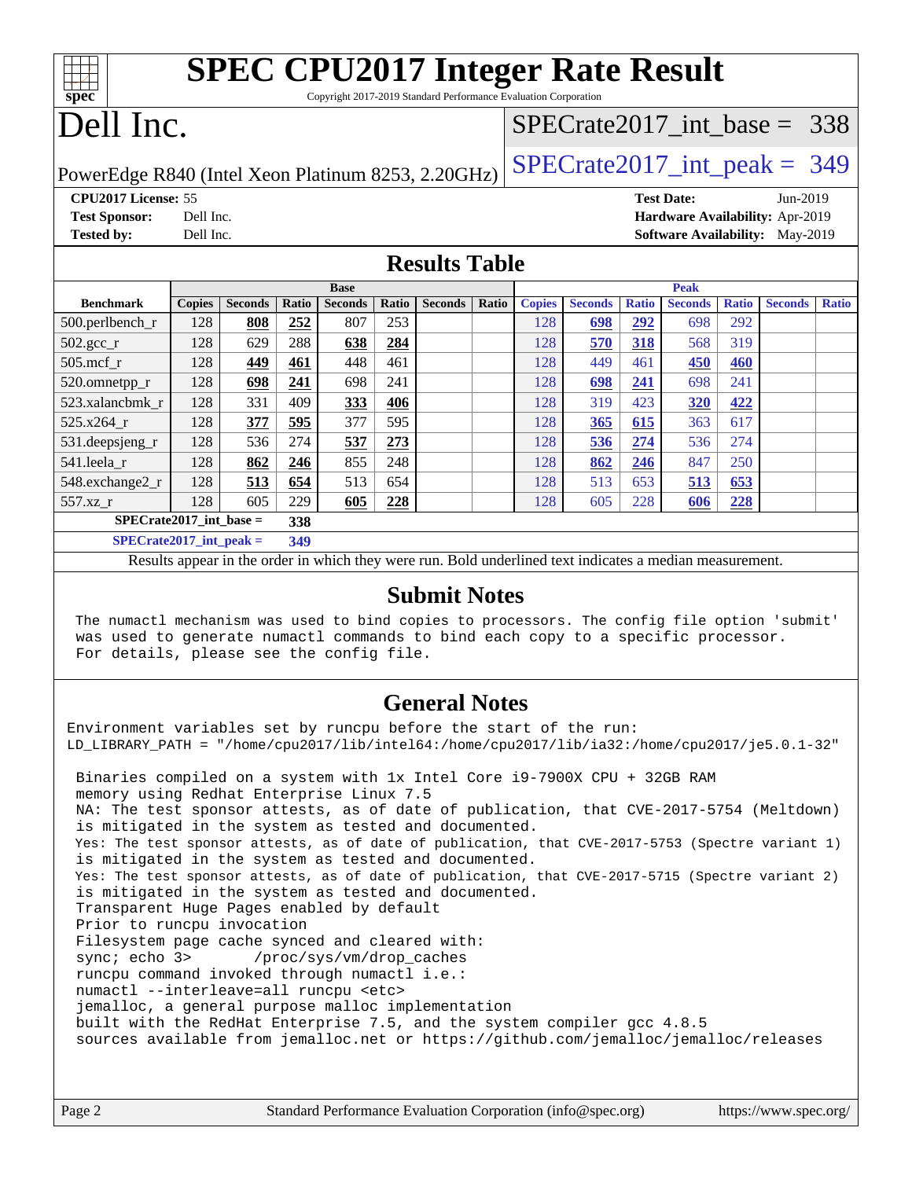# SPEC CPU2017 Integer Rate Result

Copyright 2017-2019 Standard Performance Evaluation Corporation

# Dell Inc.

PowerEdge R840 (Intel Xeon Platinum 8253, 2.20GHz)

SPECrate2017_int_base = 338

SPECrate2017_int_peak = 349

**CPU2017 License:** 55
**Test Sponsor:** Dell Inc.
**Tested by:** Dell Inc.

**Test Date:** Jun-2019
**Hardware Availability:** Apr-2019
**Software Availability:** May-2019

## Results Table

| | Base | | | | | | | Peak | | | | | | |
|---|---|---|---|---|---|---|---|---|---|---|---|---|---|---|
| **Benchmark** | **Copies** | **Seconds** | **Ratio** | **Seconds** | **Ratio** | **Seconds** | **Ratio** | **Copies** | **Seconds** | **Ratio** | **Seconds** | **Ratio** | **Seconds** | **Ratio** |
| 500.perlbench_r | 128 | **808** | **252** | 807 | 253 | | | 128 | **698** | **292** | 698 | 292 | | |
| 502.gcc_r | 128 | 629 | 288 | **638** | **284** | | | 128 | **570** | **318** | 568 | 319 | | |
| 505.mcf_r | 128 | **449** | **461** | 448 | 461 | | | 128 | 449 | 461 | **450** | **460** | | |
| 520.omnetpp_r | 128 | **698** | **241** | 698 | 241 | | | 128 | **698** | **241** | 698 | 241 | | |
| 523.xalancbmk_r | 128 | 331 | 409 | **333** | **406** | | | 128 | 319 | 423 | **320** | **422** | | |
| 525.x264_r | 128 | **377** | **595** | 377 | 595 | | | 128 | **365** | **615** | 363 | 617 | | |
| 531.deepsjeng_r | 128 | 536 | 274 | **537** | **273** | | | 128 | **536** | **274** | 536 | 274 | | |
| 541.leela_r | 128 | **862** | **246** | 855 | 248 | | | 128 | **862** | **246** | 847 | 250 | | |
| 548.exchange2_r | 128 | **513** | **654** | 513 | 654 | | | 128 | 513 | 653 | **513** | **653** | | |
| 557.xz_r | 128 | 605 | 229 | **605** | **228** | | | 128 | 605 | 228 | **606** | **228** | | |

**SPECrate2017_int_base = 338**

**SPECrate2017_int_peak = 349**

Results appear in the order in which they were run. Bold underlined text indicates a median measurement.

## Submit Notes

```
The numactl mechanism was used to bind copies to processors. The config file option 'submit'
was used to generate numactl commands to bind each copy to a specific processor.
For details, please see the config file.
```

## General Notes

```
Environment variables set by runcpu before the start of the run:
LD_LIBRARY_PATH = "/home/cpu2017/lib/intel64:/home/cpu2017/lib/ia32:/home/cpu2017/je5.0.1-32"

 Binaries compiled on a system with 1x Intel Core i9-7900X CPU + 32GB RAM
 memory using Redhat Enterprise Linux 7.5
 NA: The test sponsor attests, as of date of publication, that CVE-2017-5754 (Meltdown)
 is mitigated in the system as tested and documented.
 Yes: The test sponsor attests, as of date of publication, that CVE-2017-5753 (Spectre variant 1)
 is mitigated in the system as tested and documented.
 Yes: The test sponsor attests, as of date of publication, that CVE-2017-5715 (Spectre variant 2)
 is mitigated in the system as tested and documented.
 Transparent Huge Pages enabled by default
 Prior to runcpu invocation
 Filesystem page cache synced and cleared with:
 sync; echo 3>       /proc/sys/vm/drop_caches
 runcpu command invoked through numactl i.e.:
 numactl --interleave=all runcpu <etc>
 jemalloc, a general purpose malloc implementation
 built with the RedHat Enterprise 7.5, and the system compiler gcc 4.8.5
 sources available from jemalloc.net or https://github.com/jemalloc/jemalloc/releases
```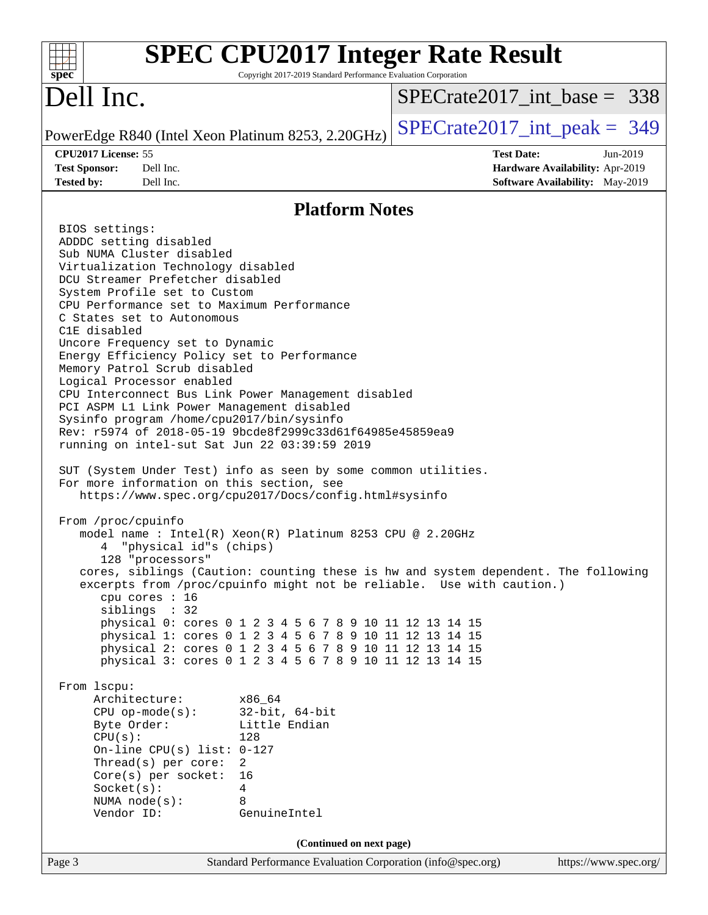# SPEC CPU2017 Integer Rate Result

Copyright 2017-2019 Standard Performance Evaluation Corporation

# Dell Inc.

PowerEdge R840 (Intel Xeon Platinum 8253, 2.20GHz)

SPECrate2017_int_base = 338

SPECrate2017_int_peak = 349

| | | | |
|---|---|---|---|
| **CPU2017 License:** | 55 | **Test Date:** | Jun-2019 |
| **Test Sponsor:** | Dell Inc. | **Hardware Availability:** | Apr-2019 |
| **Tested by:** | Dell Inc. | **Software Availability:** | May-2019 |

## Platform Notes

```
BIOS settings:
ADDDC setting disabled
Sub NUMA Cluster disabled
Virtualization Technology disabled
DCU Streamer Prefetcher disabled
System Profile set to Custom
CPU Performance set to Maximum Performance
C States set to Autonomous
C1E disabled
Uncore Frequency set to Dynamic
Energy Efficiency Policy set to Performance
Memory Patrol Scrub disabled
Logical Processor enabled
CPU Interconnect Bus Link Power Management disabled
PCI ASPM L1 Link Power Management disabled
Sysinfo program /home/cpu2017/bin/sysinfo
Rev: r5974 of 2018-05-19 9bcde8f2999c33d61f64985e45859ea9
running on intel-sut Sat Jun 22 03:39:59 2019

SUT (System Under Test) info as seen by some common utilities.
For more information on this section, see
   https://www.spec.org/cpu2017/Docs/config.html#sysinfo

From /proc/cpuinfo
   model name : Intel(R) Xeon(R) Platinum 8253 CPU @ 2.20GHz
      4  "physical id"s (chips)
      128 "processors"
   cores, siblings (Caution: counting these is hw and system dependent. The following
   excerpts from /proc/cpuinfo might not be reliable.  Use with caution.)
      cpu cores : 16
      siblings  : 32
      physical 0: cores 0 1 2 3 4 5 6 7 8 9 10 11 12 13 14 15
      physical 1: cores 0 1 2 3 4 5 6 7 8 9 10 11 12 13 14 15
      physical 2: cores 0 1 2 3 4 5 6 7 8 9 10 11 12 13 14 15
      physical 3: cores 0 1 2 3 4 5 6 7 8 9 10 11 12 13 14 15

From lscpu:
     Architecture:        x86_64
     CPU op-mode(s):      32-bit, 64-bit
     Byte Order:          Little Endian
     CPU(s):              128
     On-line CPU(s) list: 0-127
     Thread(s) per core:  2
     Core(s) per socket:  16
     Socket(s):           4
     NUMA node(s):        8
     Vendor ID:           GenuineIntel
```

**(Continued on next page)**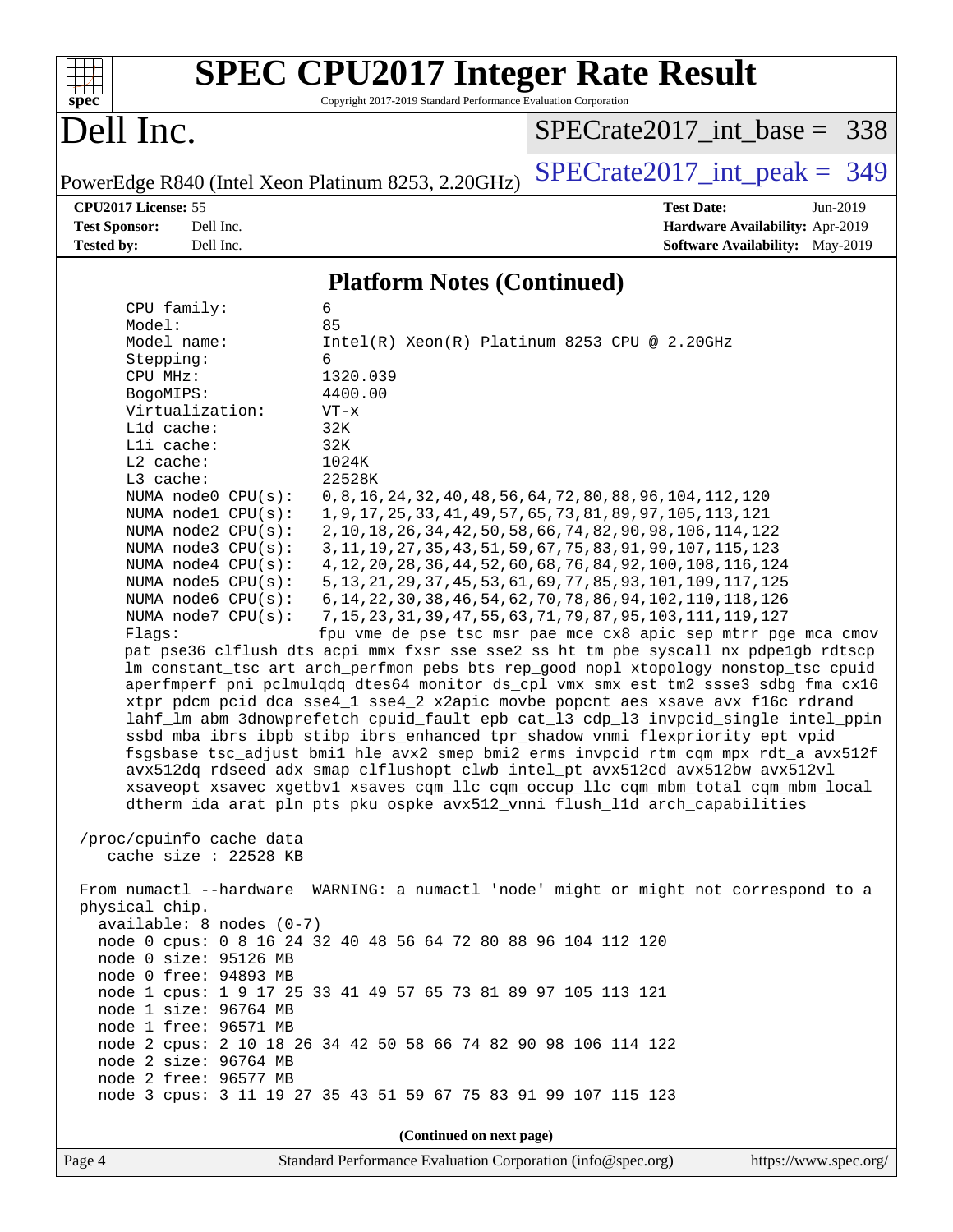## Platform Notes (Continued)

```
     CPU family:          6
     Model:               85
     Model name:          Intel(R) Xeon(R) Platinum 8253 CPU @ 2.20GHz
     Stepping:            6
     CPU MHz:             1320.039
     BogoMIPS:            4400.00
     Virtualization:      VT-x
     L1d cache:           32K
     L1i cache:           32K
     L2 cache:            1024K
     L3 cache:            22528K
     NUMA node0 CPU(s):   0,8,16,24,32,40,48,56,64,72,80,88,96,104,112,120
     NUMA node1 CPU(s):   1,9,17,25,33,41,49,57,65,73,81,89,97,105,113,121
     NUMA node2 CPU(s):   2,10,18,26,34,42,50,58,66,74,82,90,98,106,114,122
     NUMA node3 CPU(s):   3,11,19,27,35,43,51,59,67,75,83,91,99,107,115,123
     NUMA node4 CPU(s):   4,12,20,28,36,44,52,60,68,76,84,92,100,108,116,124
     NUMA node5 CPU(s):   5,13,21,29,37,45,53,61,69,77,85,93,101,109,117,125
     NUMA node6 CPU(s):   6,14,22,30,38,46,54,62,70,78,86,94,102,110,118,126
     NUMA node7 CPU(s):   7,15,23,31,39,47,55,63,71,79,87,95,103,111,119,127
     Flags:               fpu vme de pse tsc msr pae mce cx8 apic sep mtrr pge mca cmov
     pat pse36 clflush dts acpi mmx fxsr sse sse2 ss ht tm pbe syscall nx pdpe1gb rdtscp
     lm constant_tsc art arch_perfmon pebs bts rep_good nopl xtopology nonstop_tsc cpuid
     aperfmperf pni pclmulqdq dtes64 monitor ds_cpl vmx smx est tm2 ssse3 sdbg fma cx16
     xtpr pdcm pcid dca sse4_1 sse4_2 x2apic movbe popcnt aes xsave avx f16c rdrand
     lahf_lm abm 3dnowprefetch cpuid_fault epb cat_l3 cdp_l3 invpcid_single intel_ppin
     ssbd mba ibrs ibpb stibp ibrs_enhanced tpr_shadow vnmi flexpriority ept vpid
     fsgsbase tsc_adjust bmi1 hle avx2 smep bmi2 erms invpcid rtm cqm mpx rdt_a avx512f
     avx512dq rdseed adx smap clflushopt clwb intel_pt avx512cd avx512bw avx512vl
     xsaveopt xsavec xgetbv1 xsaves cqm_llc cqm_occup_llc cqm_mbm_total cqm_mbm_local
     dtherm ida arat pln pts pku ospke avx512_vnni flush_l1d arch_capabilities

 /proc/cpuinfo cache data
    cache size : 22528 KB

 From numactl --hardware  WARNING: a numactl 'node' might or might not correspond to a
 physical chip.
   available: 8 nodes (0-7)
   node 0 cpus: 0 8 16 24 32 40 48 56 64 72 80 88 96 104 112 120
   node 0 size: 95126 MB
   node 0 free: 94893 MB
   node 1 cpus: 1 9 17 25 33 41 49 57 65 73 81 89 97 105 113 121
   node 1 size: 96764 MB
   node 1 free: 96571 MB
   node 2 cpus: 2 10 18 26 34 42 50 58 66 74 82 90 98 106 114 122
   node 2 size: 96764 MB
   node 2 free: 96577 MB
   node 3 cpus: 3 11 19 27 35 43 51 59 67 75 83 91 99 107 115 123
```

**(Continued on next page)**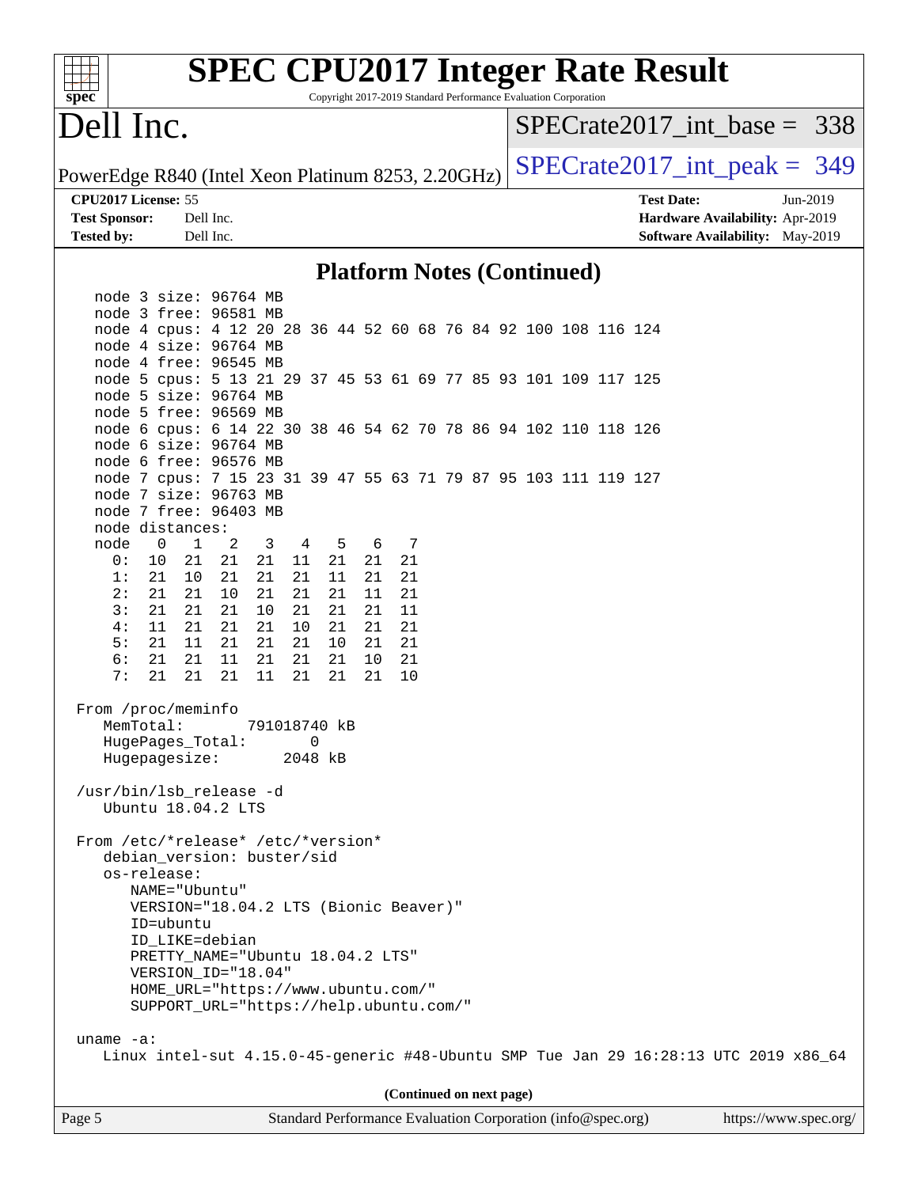## Platform Notes (Continued)

```
   node 3 size: 96764 MB
   node 3 free: 96581 MB
   node 4 cpus: 4 12 20 28 36 44 52 60 68 76 84 92 100 108 116 124
   node 4 size: 96764 MB
   node 4 free: 96545 MB
   node 5 cpus: 5 13 21 29 37 45 53 61 69 77 85 93 101 109 117 125
   node 5 size: 96764 MB
   node 5 free: 96569 MB
   node 6 cpus: 6 14 22 30 38 46 54 62 70 78 86 94 102 110 118 126
   node 6 size: 96764 MB
   node 6 free: 96576 MB
   node 7 cpus: 7 15 23 31 39 47 55 63 71 79 87 95 103 111 119 127
   node 7 size: 96763 MB
   node 7 free: 96403 MB
   node distances:
   node   0   1   2   3   4   5   6   7
     0:  10  21  21  21  11  21  21  21
     1:  21  10  21  21  21  11  21  21
     2:  21  21  10  21  21  21  11  21
     3:  21  21  21  10  21  21  21  11
     4:  11  21  21  21  10  21  21  21
     5:  21  11  21  21  21  10  21  21
     6:  21  21  11  21  21  21  10  21
     7:  21  21  21  11  21  21  21  10

 From /proc/meminfo
    MemTotal:       791018740 kB
    HugePages_Total:       0
    Hugepagesize:       2048 kB

 /usr/bin/lsb_release -d
    Ubuntu 18.04.2 LTS

 From /etc/*release* /etc/*version*
    debian_version: buster/sid
    os-release:
       NAME="Ubuntu"
       VERSION="18.04.2 LTS (Bionic Beaver)"
       ID=ubuntu
       ID_LIKE=debian
       PRETTY_NAME="Ubuntu 18.04.2 LTS"
       VERSION_ID="18.04"
       HOME_URL="https://www.ubuntu.com/"
       SUPPORT_URL="https://help.ubuntu.com/"

 uname -a:
    Linux intel-sut 4.15.0-45-generic #48-Ubuntu SMP Tue Jan 29 16:28:13 UTC 2019 x86_64
```

(Continued on next page)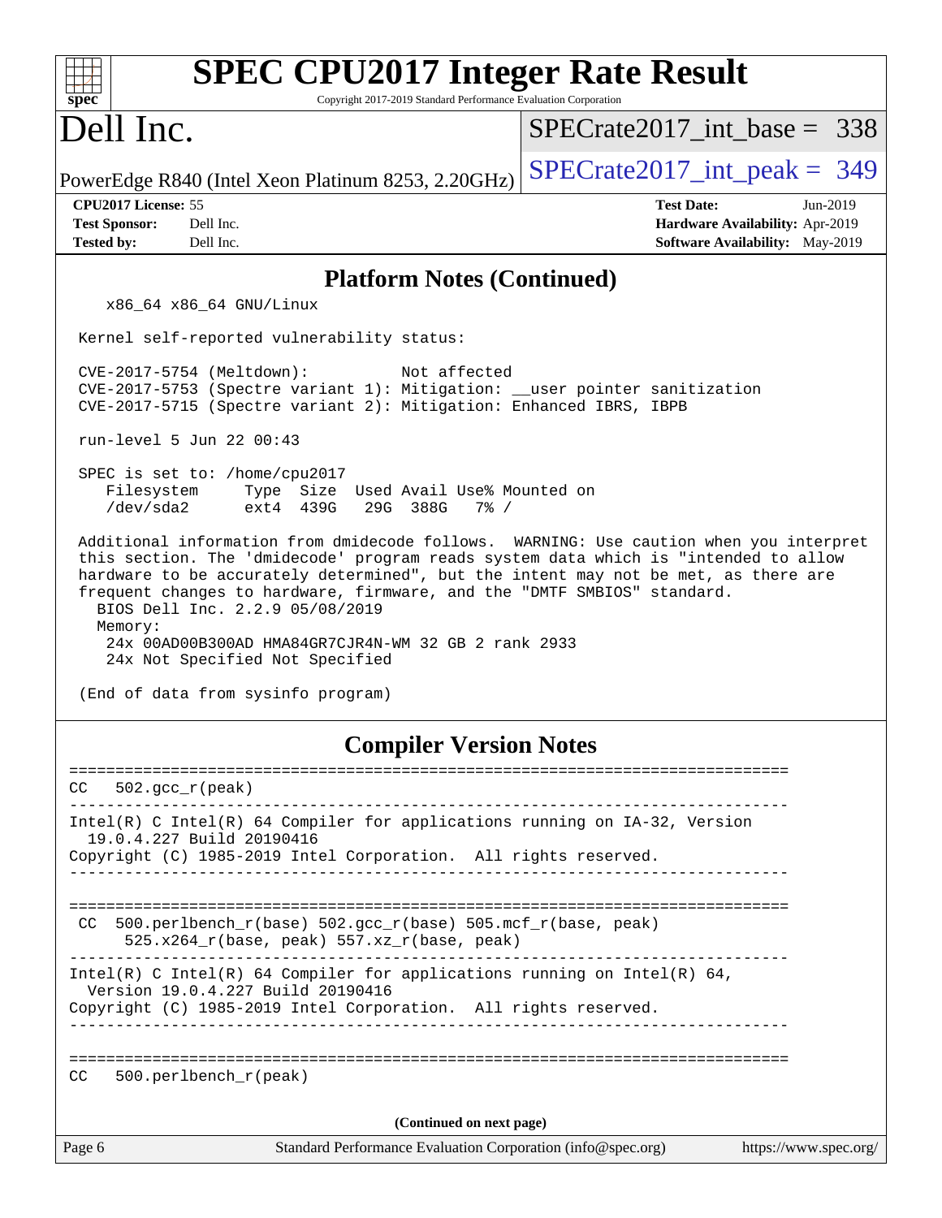## Platform Notes (Continued)

```
    x86_64 x86_64 GNU/Linux

 Kernel self-reported vulnerability status:

 CVE-2017-5754 (Meltdown):          Not affected
 CVE-2017-5753 (Spectre variant 1): Mitigation: __user pointer sanitization
 CVE-2017-5715 (Spectre variant 2): Mitigation: Enhanced IBRS, IBPB

 run-level 5 Jun 22 00:43

 SPEC is set to: /home/cpu2017
    Filesystem     Type  Size  Used Avail Use% Mounted on
    /dev/sda2      ext4  439G   29G  388G   7% /

 Additional information from dmidecode follows.  WARNING: Use caution when you interpret
 this section. The 'dmidecode' program reads system data which is "intended to allow
 hardware to be accurately determined", but the intent may not be met, as there are
 frequent changes to hardware, firmware, and the "DMTF SMBIOS" standard.
   BIOS Dell Inc. 2.2.9 05/08/2019
   Memory:
    24x 00AD00B300AD HMA84GR7CJR4N-WM 32 GB 2 rank 2933
    24x Not Specified Not Specified

 (End of data from sysinfo program)
```

## Compiler Version Notes

```
==============================================================================
CC   502.gcc_r(peak)
------------------------------------------------------------------------------
Intel(R) C Intel(R) 64 Compiler for applications running on IA-32, Version
  19.0.4.227 Build 20190416
Copyright (C) 1985-2019 Intel Corporation.  All rights reserved.
------------------------------------------------------------------------------

==============================================================================
 CC  500.perlbench_r(base) 502.gcc_r(base) 505.mcf_r(base, peak)
      525.x264_r(base, peak) 557.xz_r(base, peak)
------------------------------------------------------------------------------
Intel(R) C Intel(R) 64 Compiler for applications running on Intel(R) 64,
  Version 19.0.4.227 Build 20190416
Copyright (C) 1985-2019 Intel Corporation.  All rights reserved.
------------------------------------------------------------------------------

==============================================================================
CC   500.perlbench_r(peak)
```

**(Continued on next page)**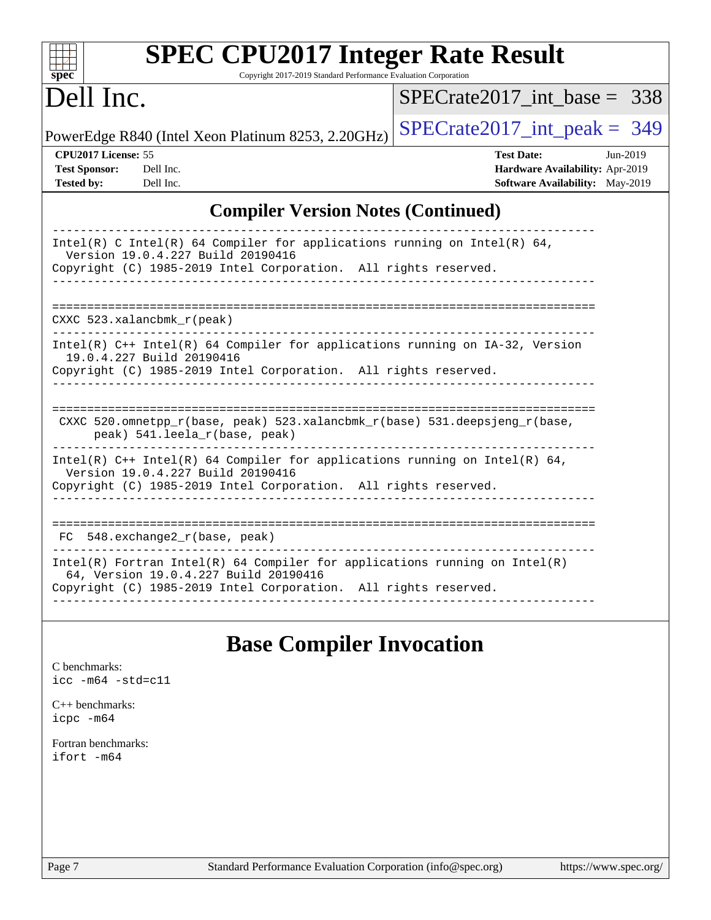## Compiler Version Notes (Continued)

```
------------------------------------------------------------------------------
Intel(R) C Intel(R) 64 Compiler for applications running on Intel(R) 64,
  Version 19.0.4.227 Build 20190416
Copyright (C) 1985-2019 Intel Corporation.  All rights reserved.
------------------------------------------------------------------------------

==============================================================================
CXXC 523.xalancbmk_r(peak)
------------------------------------------------------------------------------
Intel(R) C++ Intel(R) 64 Compiler for applications running on IA-32, Version
  19.0.4.227 Build 20190416
Copyright (C) 1985-2019 Intel Corporation.  All rights reserved.
------------------------------------------------------------------------------

==============================================================================
 CXXC 520.omnetpp_r(base, peak) 523.xalancbmk_r(base) 531.deepsjeng_r(base,
      peak) 541.leela_r(base, peak)
------------------------------------------------------------------------------
Intel(R) C++ Intel(R) 64 Compiler for applications running on Intel(R) 64,
  Version 19.0.4.227 Build 20190416
Copyright (C) 1985-2019 Intel Corporation.  All rights reserved.
------------------------------------------------------------------------------

==============================================================================
 FC  548.exchange2_r(base, peak)
------------------------------------------------------------------------------
Intel(R) Fortran Intel(R) 64 Compiler for applications running on Intel(R)
  64, Version 19.0.4.227 Build 20190416
Copyright (C) 1985-2019 Intel Corporation.  All rights reserved.
------------------------------------------------------------------------------
```

## Base Compiler Invocation

C benchmarks:
`icc -m64 -std=c11`

C++ benchmarks:
`icpc -m64`

Fortran benchmarks:
`ifort -m64`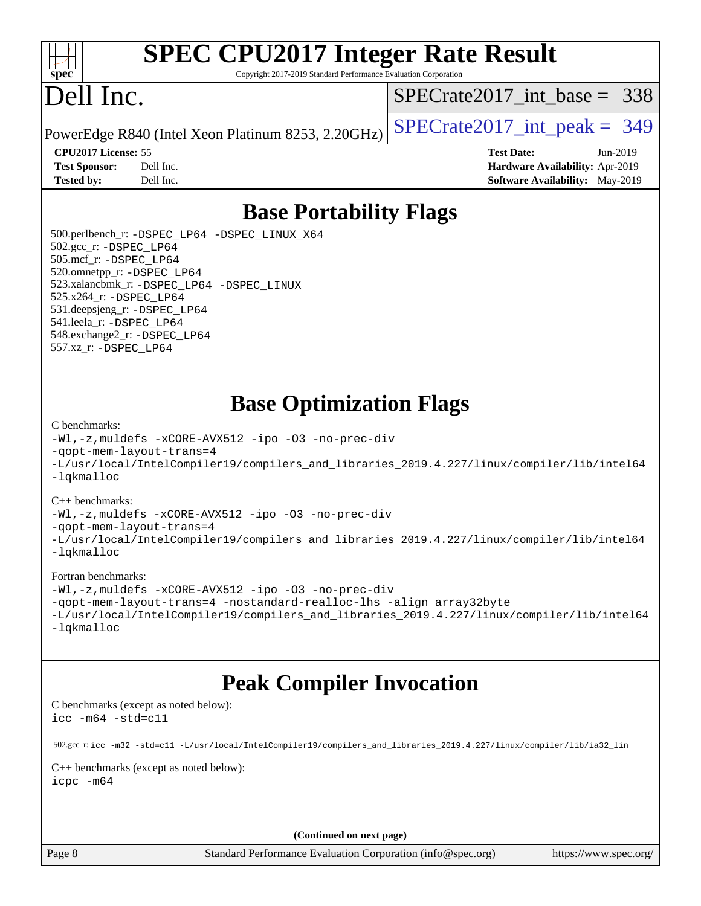# SPEC CPU2017 Integer Rate Result

Copyright 2017-2019 Standard Performance Evaluation Corporation

# Dell Inc.

PowerEdge R840 (Intel Xeon Platinum 8253, 2.20GHz)

SPECrate2017_int_base = 338

SPECrate2017_int_peak = 349

**CPU2017 License:** 55
**Test Sponsor:** Dell Inc.
**Tested by:** Dell Inc.

**Test Date:** Jun-2019
**Hardware Availability:** Apr-2019
**Software Availability:** May-2019

## Base Portability Flags

500.perlbench_r: -DSPEC_LP64 -DSPEC_LINUX_X64
502.gcc_r: -DSPEC_LP64
505.mcf_r: -DSPEC_LP64
520.omnetpp_r: -DSPEC_LP64
523.xalancbmk_r: -DSPEC_LP64 -DSPEC_LINUX
525.x264_r: -DSPEC_LP64
531.deepsjeng_r: -DSPEC_LP64
541.leela_r: -DSPEC_LP64
548.exchange2_r: -DSPEC_LP64
557.xz_r: -DSPEC_LP64

## Base Optimization Flags

C benchmarks:

```
-Wl,-z,muldefs -xCORE-AVX512 -ipo -O3 -no-prec-div
-qopt-mem-layout-trans=4
-L/usr/local/IntelCompiler19/compilers_and_libraries_2019.4.227/linux/compiler/lib/intel64
-lqkmalloc
```

C++ benchmarks:

```
-Wl,-z,muldefs -xCORE-AVX512 -ipo -O3 -no-prec-div
-qopt-mem-layout-trans=4
-L/usr/local/IntelCompiler19/compilers_and_libraries_2019.4.227/linux/compiler/lib/intel64
-lqkmalloc
```

Fortran benchmarks:

```
-Wl,-z,muldefs -xCORE-AVX512 -ipo -O3 -no-prec-div
-qopt-mem-layout-trans=4 -nostandard-realloc-lhs -align array32byte
-L/usr/local/IntelCompiler19/compilers_and_libraries_2019.4.227/linux/compiler/lib/intel64
-lqkmalloc
```

## Peak Compiler Invocation

C benchmarks (except as noted below):

```
icc -m64 -std=c11
```

502.gcc_r: icc -m32 -std=c11 -L/usr/local/IntelCompiler19/compilers_and_libraries_2019.4.227/linux/compiler/lib/ia32_lin

C++ benchmarks (except as noted below):

```
icpc -m64
```

**(Continued on next page)**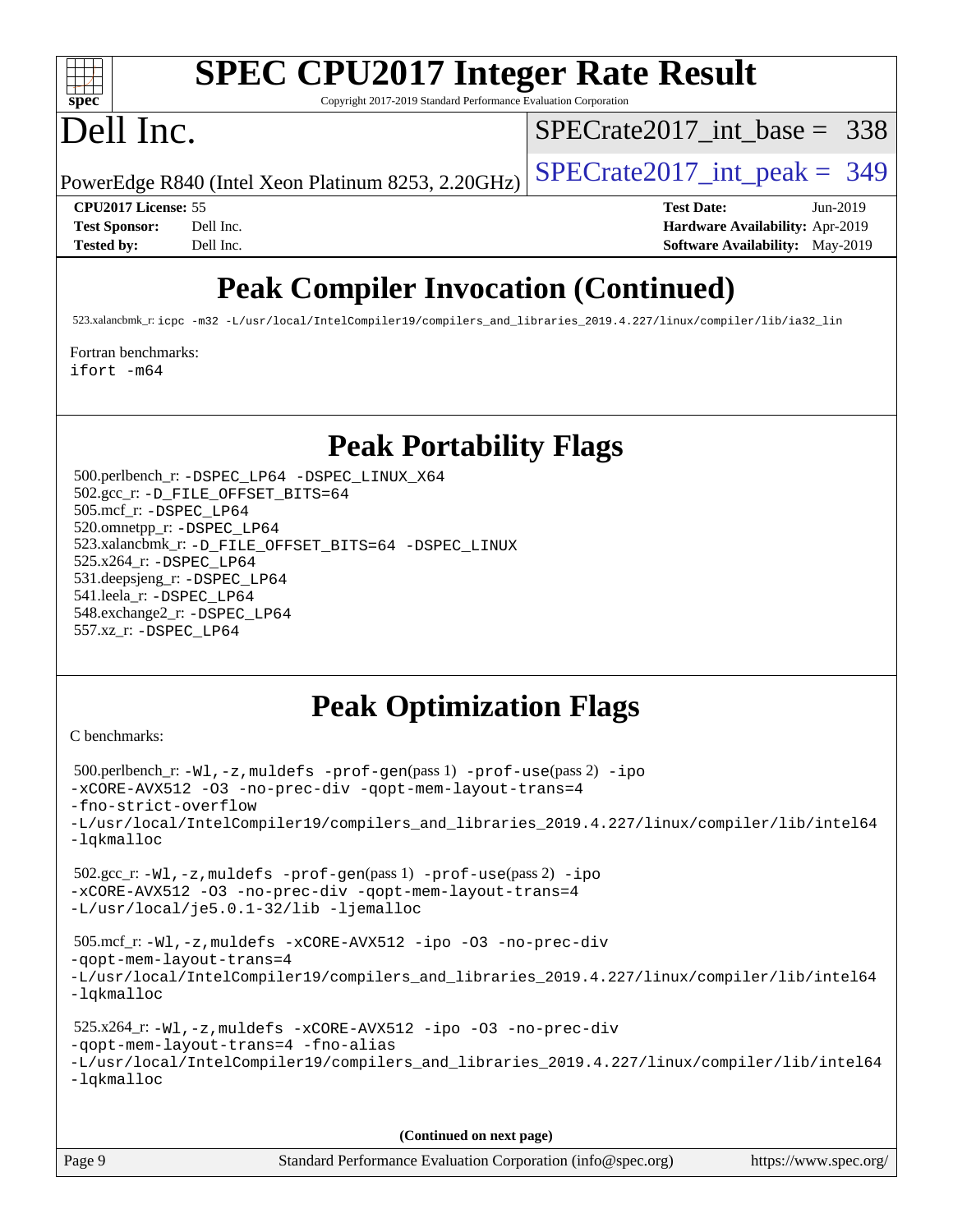# Peak Compiler Invocation (Continued)

523.xalancbmk_r: icpc -m32 -L/usr/local/IntelCompiler19/compilers_and_libraries_2019.4.227/linux/compiler/lib/ia32_lin

Fortran benchmarks:
ifort -m64

# Peak Portability Flags

500.perlbench_r: -DSPEC_LP64 -DSPEC_LINUX_X64
502.gcc_r: -D_FILE_OFFSET_BITS=64
505.mcf_r: -DSPEC_LP64
520.omnetpp_r: -DSPEC_LP64
523.xalancbmk_r: -D_FILE_OFFSET_BITS=64 -DSPEC_LINUX
525.x264_r: -DSPEC_LP64
531.deepsjeng_r: -DSPEC_LP64
541.leela_r: -DSPEC_LP64
548.exchange2_r: -DSPEC_LP64
557.xz_r: -DSPEC_LP64

# Peak Optimization Flags

C benchmarks:

500.perlbench_r: -Wl,-z,muldefs -prof-gen(pass 1) -prof-use(pass 2) -ipo -xCORE-AVX512 -O3 -no-prec-div -qopt-mem-layout-trans=4 -fno-strict-overflow -L/usr/local/IntelCompiler19/compilers_and_libraries_2019.4.227/linux/compiler/lib/intel64 -lqkmalloc

502.gcc_r: -Wl,-z,muldefs -prof-gen(pass 1) -prof-use(pass 2) -ipo -xCORE-AVX512 -O3 -no-prec-div -qopt-mem-layout-trans=4 -L/usr/local/je5.0.1-32/lib -ljemalloc

505.mcf_r: -Wl,-z,muldefs -xCORE-AVX512 -ipo -O3 -no-prec-div -qopt-mem-layout-trans=4 -L/usr/local/IntelCompiler19/compilers_and_libraries_2019.4.227/linux/compiler/lib/intel64 -lqkmalloc

525.x264_r: -Wl,-z,muldefs -xCORE-AVX512 -ipo -O3 -no-prec-div -qopt-mem-layout-trans=4 -fno-alias -L/usr/local/IntelCompiler19/compilers_and_libraries_2019.4.227/linux/compiler/lib/intel64 -lqkmalloc

**(Continued on next page)**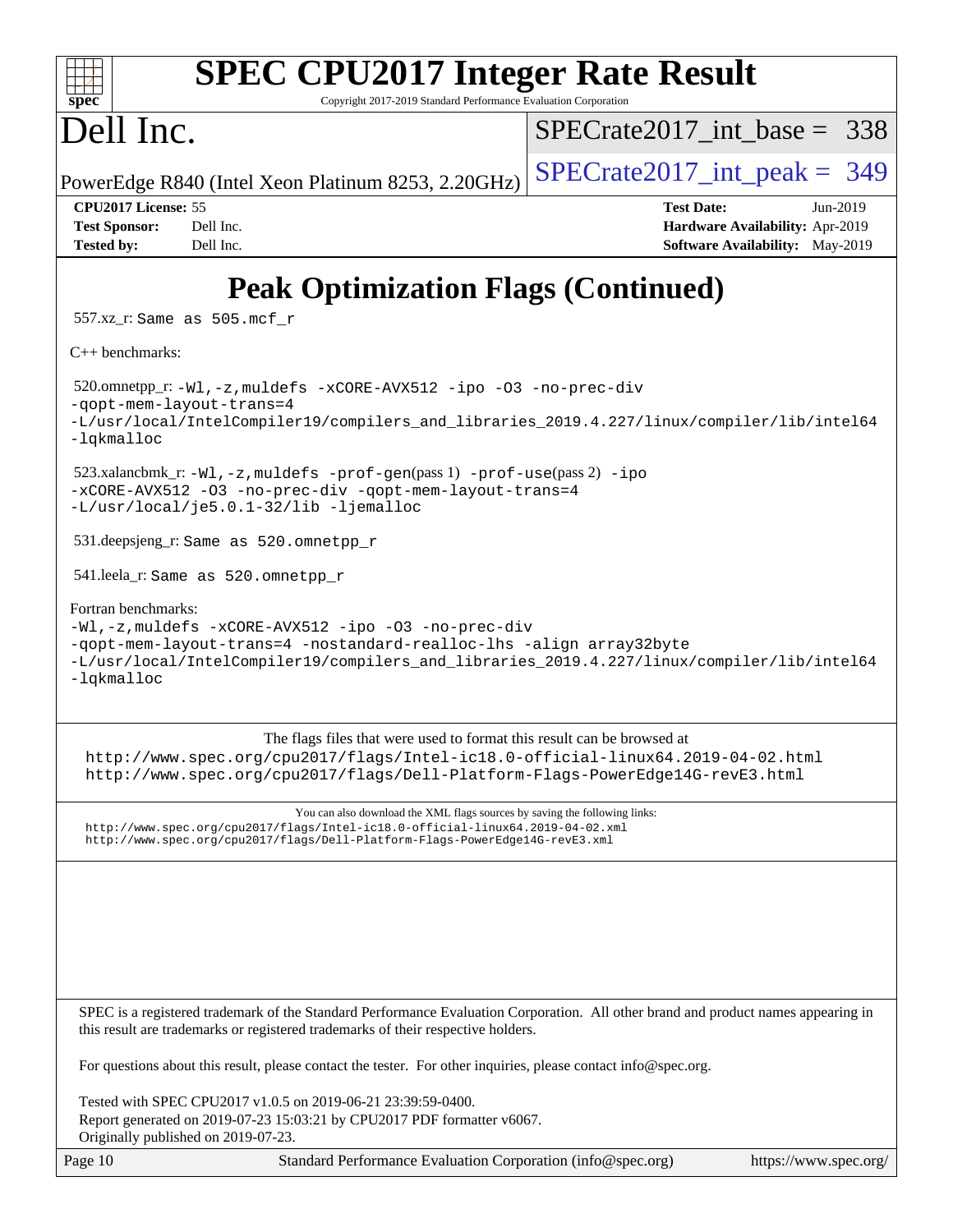# Peak Optimization Flags (Continued)

557.xz_r: Same as 505.mcf_r

C++ benchmarks:

520.omnetpp_r: -Wl,-z,muldefs -xCORE-AVX512 -ipo -O3 -no-prec-div -qopt-mem-layout-trans=4 -L/usr/local/IntelCompiler19/compilers_and_libraries_2019.4.227/linux/compiler/lib/intel64 -lqkmalloc

523.xalancbmk_r: -Wl,-z,muldefs -prof-gen(pass 1) -prof-use(pass 2) -ipo -xCORE-AVX512 -O3 -no-prec-div -qopt-mem-layout-trans=4 -L/usr/local/je5.0.1-32/lib -ljemalloc

531.deepsjeng_r: Same as 520.omnetpp_r

541.leela_r: Same as 520.omnetpp_r

Fortran benchmarks:

-Wl,-z,muldefs -xCORE-AVX512 -ipo -O3 -no-prec-div -qopt-mem-layout-trans=4 -nostandard-realloc-lhs -align array32byte -L/usr/local/IntelCompiler19/compilers_and_libraries_2019.4.227/linux/compiler/lib/intel64 -lqkmalloc

The flags files that were used to format this result can be browsed at
http://www.spec.org/cpu2017/flags/Intel-ic18.0-official-linux64.2019-04-02.html
http://www.spec.org/cpu2017/flags/Dell-Platform-Flags-PowerEdge14G-revE3.html

You can also download the XML flags sources by saving the following links:
http://www.spec.org/cpu2017/flags/Intel-ic18.0-official-linux64.2019-04-02.xml
http://www.spec.org/cpu2017/flags/Dell-Platform-Flags-PowerEdge14G-revE3.xml

SPEC is a registered trademark of the Standard Performance Evaluation Corporation. All other brand and product names appearing in this result are trademarks or registered trademarks of their respective holders.

For questions about this result, please contact the tester. For other inquiries, please contact info@spec.org.

Tested with SPEC CPU2017 v1.0.5 on 2019-06-21 23:39:59-0400.
Report generated on 2019-07-23 15:03:21 by CPU2017 PDF formatter v6067.
Originally published on 2019-07-23.